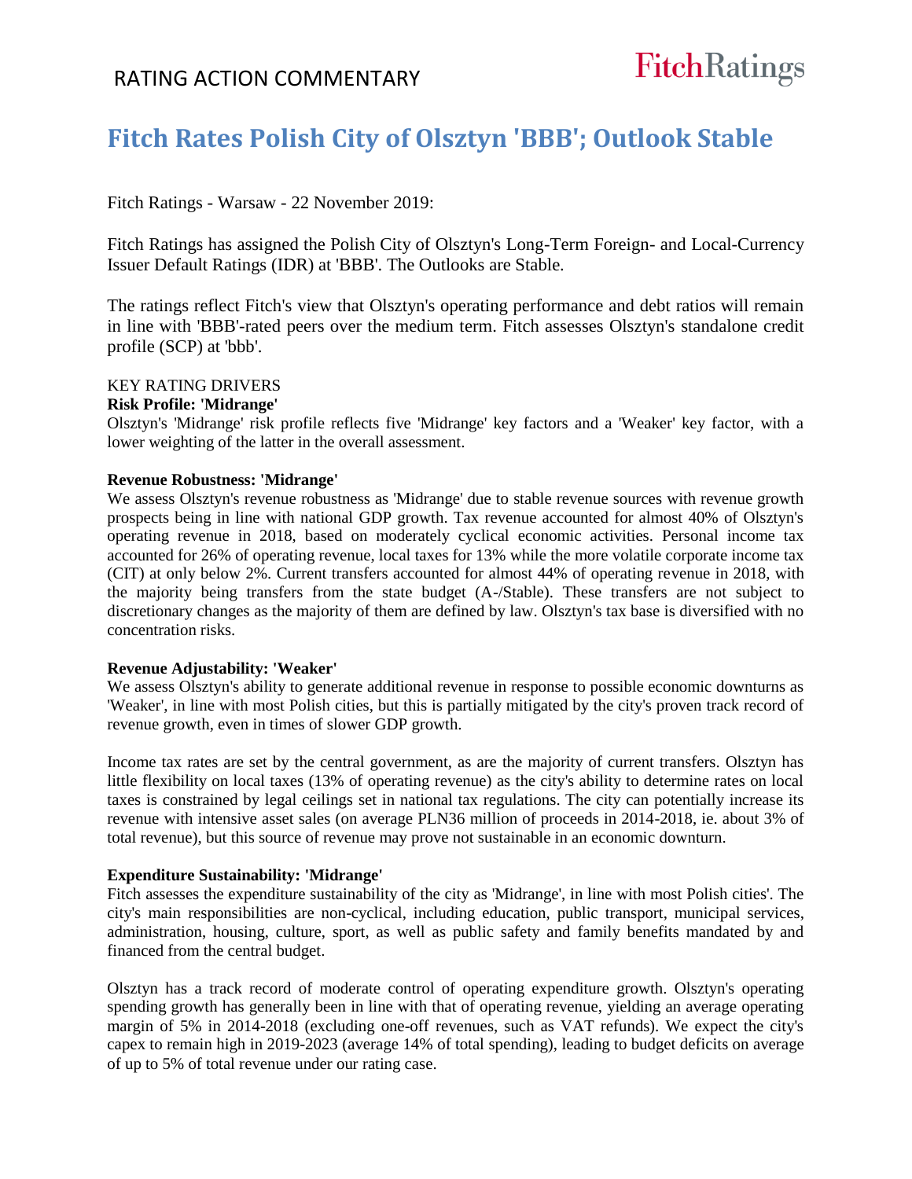RATING ACTION COMMENTARY

FitchRatings

# Fitch Rates Polish City of Olsztyn 'BBB'; Outlook Stable

Fitch Ratings - Warsaw - 22 November 2019:

Fitch Ratings has assigned the Polish City of Olsztyn's Long-Term Foreign- and Local-Currency Issuer Default Ratings (IDR) at 'BBB'. The Outlooks are Stable.

The ratings reflect Fitch's view that Olsztyn's operating performance and debt ratios will remain in line with 'BBB'-rated peers over the medium term. Fitch assesses Olsztyn's standalone credit profile (SCP) at 'bbb'.

KEY RATING DRIVERS

**Risk Profile: 'Midrange'**

Olsztyn's 'Midrange' risk profile reflects five 'Midrange' key factors and a 'Weaker' key factor, with a lower weighting of the latter in the overall assessment.

**Revenue Robustness: 'Midrange'**

We assess Olsztyn's revenue robustness as 'Midrange' due to stable revenue sources with revenue growth prospects being in line with national GDP growth. Tax revenue accounted for almost 40% of Olsztyn's operating revenue in 2018, based on moderately cyclical economic activities. Personal income tax accounted for 26% of operating revenue, local taxes for 13% while the more volatile corporate income tax (CIT) at only below 2%. Current transfers accounted for almost 44% of operating revenue in 2018, with the majority being transfers from the state budget (A-/Stable). These transfers are not subject to discretionary changes as the majority of them are defined by law. Olsztyn's tax base is diversified with no concentration risks.

**Revenue Adjustability: 'Weaker'**

We assess Olsztyn's ability to generate additional revenue in response to possible economic downturns as 'Weaker', in line with most Polish cities, but this is partially mitigated by the city's proven track record of revenue growth, even in times of slower GDP growth.

Income tax rates are set by the central government, as are the majority of current transfers. Olsztyn has little flexibility on local taxes (13% of operating revenue) as the city's ability to determine rates on local taxes is constrained by legal ceilings set in national tax regulations. The city can potentially increase its revenue with intensive asset sales (on average PLN36 million of proceeds in 2014-2018, ie. about 3% of total revenue), but this source of revenue may prove not sustainable in an economic downturn.

**Expenditure Sustainability: 'Midrange'**

Fitch assesses the expenditure sustainability of the city as 'Midrange', in line with most Polish cities'. The city's main responsibilities are non-cyclical, including education, public transport, municipal services, administration, housing, culture, sport, as well as public safety and family benefits mandated by and financed from the central budget.

Olsztyn has a track record of moderate control of operating expenditure growth. Olsztyn's operating spending growth has generally been in line with that of operating revenue, yielding an average operating margin of 5% in 2014-2018 (excluding one-off revenues, such as VAT refunds). We expect the city's capex to remain high in 2019-2023 (average 14% of total spending), leading to budget deficits on average of up to 5% of total revenue under our rating case.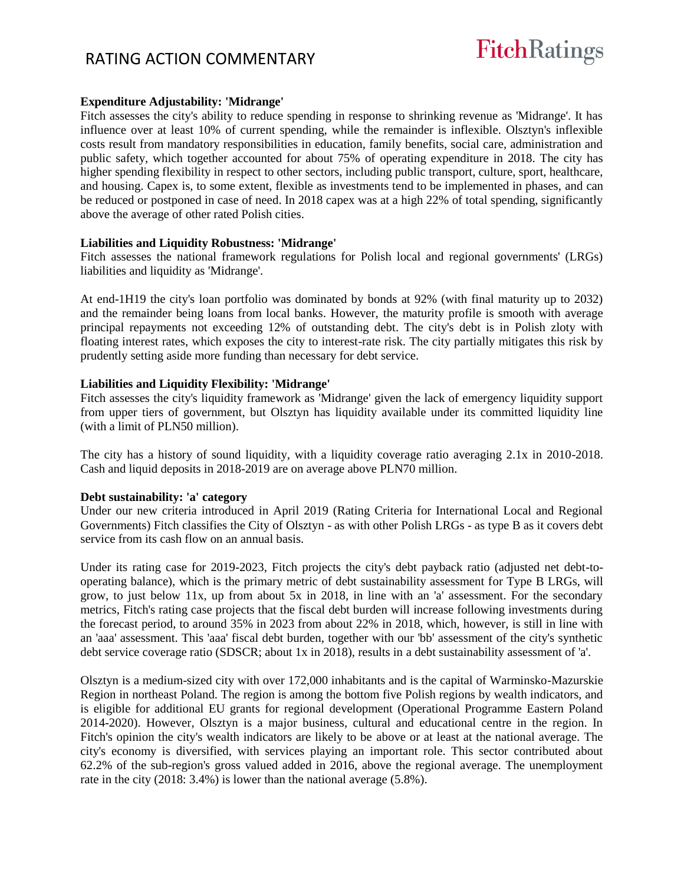**Expenditure Adjustability: 'Midrange'**

Fitch assesses the city's ability to reduce spending in response to shrinking revenue as 'Midrange'. It has influence over at least 10% of current spending, while the remainder is inflexible. Olsztyn's inflexible costs result from mandatory responsibilities in education, family benefits, social care, administration and public safety, which together accounted for about 75% of operating expenditure in 2018. The city has higher spending flexibility in respect to other sectors, including public transport, culture, sport, healthcare, and housing. Capex is, to some extent, flexible as investments tend to be implemented in phases, and can be reduced or postponed in case of need. In 2018 capex was at a high 22% of total spending, significantly above the average of other rated Polish cities.

**Liabilities and Liquidity Robustness: 'Midrange'**

Fitch assesses the national framework regulations for Polish local and regional governments' (LRGs) liabilities and liquidity as 'Midrange'.

At end-1H19 the city's loan portfolio was dominated by bonds at 92% (with final maturity up to 2032) and the remainder being loans from local banks. However, the maturity profile is smooth with average principal repayments not exceeding 12% of outstanding debt. The city's debt is in Polish zloty with floating interest rates, which exposes the city to interest-rate risk. The city partially mitigates this risk by prudently setting aside more funding than necessary for debt service.

**Liabilities and Liquidity Flexibility: 'Midrange'**

Fitch assesses the city's liquidity framework as 'Midrange' given the lack of emergency liquidity support from upper tiers of government, but Olsztyn has liquidity available under its committed liquidity line (with a limit of PLN50 million).

The city has a history of sound liquidity, with a liquidity coverage ratio averaging 2.1x in 2010-2018. Cash and liquid deposits in 2018-2019 are on average above PLN70 million.

**Debt sustainability: 'a' category**

Under our new criteria introduced in April 2019 (Rating Criteria for International Local and Regional Governments) Fitch classifies the City of Olsztyn - as with other Polish LRGs - as type B as it covers debt service from its cash flow on an annual basis.

Under its rating case for 2019-2023, Fitch projects the city's debt payback ratio (adjusted net debt-to-operating balance), which is the primary metric of debt sustainability assessment for Type B LRGs, will grow, to just below 11x, up from about 5x in 2018, in line with an 'a' assessment. For the secondary metrics, Fitch's rating case projects that the fiscal debt burden will increase following investments during the forecast period, to around 35% in 2023 from about 22% in 2018, which, however, is still in line with an 'aaa' assessment. This 'aaa' fiscal debt burden, together with our 'bb' assessment of the city's synthetic debt service coverage ratio (SDSCR; about 1x in 2018), results in a debt sustainability assessment of 'a'.

Olsztyn is a medium-sized city with over 172,000 inhabitants and is the capital of Warminsko-Mazurskie Region in northeast Poland. The region is among the bottom five Polish regions by wealth indicators, and is eligible for additional EU grants for regional development (Operational Programme Eastern Poland 2014-2020). However, Olsztyn is a major business, cultural and educational centre in the region. In Fitch's opinion the city's wealth indicators are likely to be above or at least at the national average. The city's economy is diversified, with services playing an important role. This sector contributed about 62.2% of the sub-region's gross valued added in 2016, above the regional average. The unemployment rate in the city (2018: 3.4%) is lower than the national average (5.8%).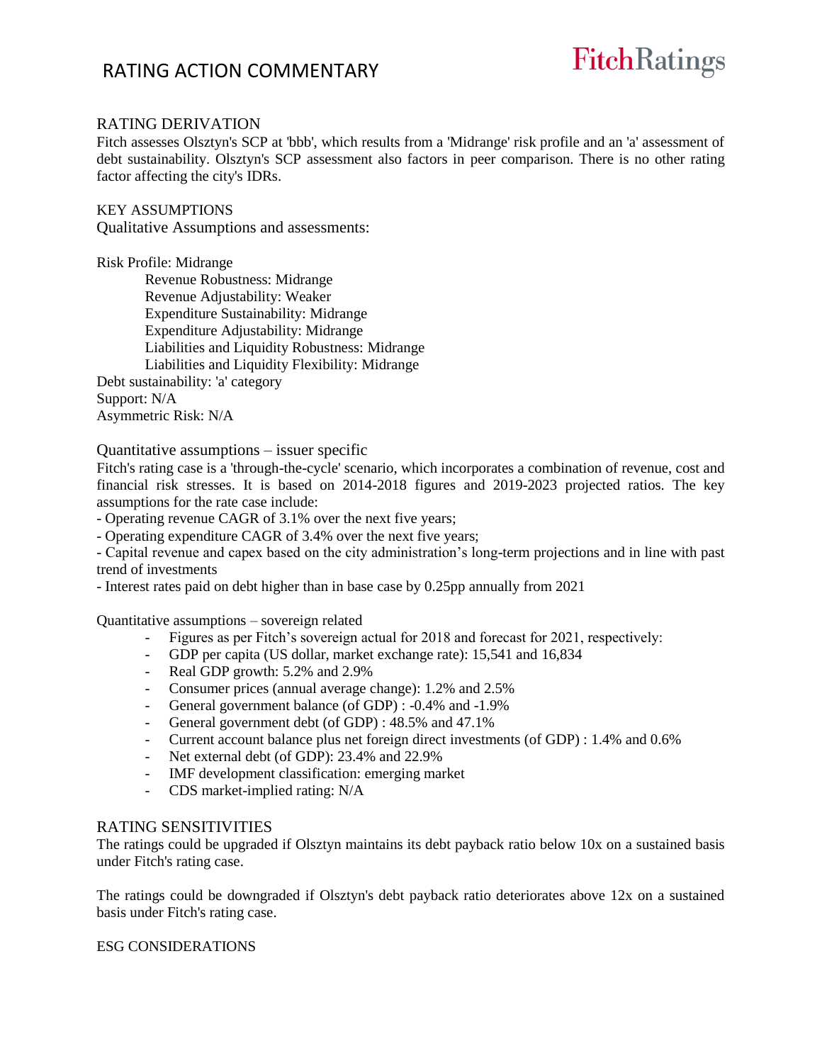## RATING DERIVATION

Fitch assesses Olsztyn's SCP at 'bbb', which results from a 'Midrange' risk profile and an 'a' assessment of debt sustainability. Olsztyn's SCP assessment also factors in peer comparison. There is no other rating factor affecting the city's IDRs.

## KEY ASSUMPTIONS

Qualitative Assumptions and assessments:

Risk Profile: Midrange
- Revenue Robustness: Midrange
- Revenue Adjustability: Weaker
- Expenditure Sustainability: Midrange
- Expenditure Adjustability: Midrange
- Liabilities and Liquidity Robustness: Midrange
- Liabilities and Liquidity Flexibility: Midrange

Debt sustainability: 'a' category
Support: N/A
Asymmetric Risk: N/A

Quantitative assumptions – issuer specific

Fitch's rating case is a 'through-the-cycle' scenario, which incorporates a combination of revenue, cost and financial risk stresses. It is based on 2014-2018 figures and 2019-2023 projected ratios. The key assumptions for the rate case include:

- Operating revenue CAGR of 3.1% over the next five years;
- Operating expenditure CAGR of 3.4% over the next five years;
- Capital revenue and capex based on the city administration's long-term projections and in line with past trend of investments
- Interest rates paid on debt higher than in base case by 0.25pp annually from 2021

Quantitative assumptions – sovereign related

- Figures as per Fitch's sovereign actual for 2018 and forecast for 2021, respectively:
- GDP per capita (US dollar, market exchange rate): 15,541 and 16,834
- Real GDP growth: 5.2% and 2.9%
- Consumer prices (annual average change): 1.2% and 2.5%
- General government balance (of GDP) : -0.4% and -1.9%
- General government debt (of GDP) : 48.5% and 47.1%
- Current account balance plus net foreign direct investments (of GDP) : 1.4% and 0.6%
- Net external debt (of GDP): 23.4% and 22.9%
- IMF development classification: emerging market
- CDS market-implied rating: N/A

## RATING SENSITIVITIES

The ratings could be upgraded if Olsztyn maintains its debt payback ratio below 10x on a sustained basis under Fitch's rating case.

The ratings could be downgraded if Olsztyn's debt payback ratio deteriorates above 12x on a sustained basis under Fitch's rating case.

## ESG CONSIDERATIONS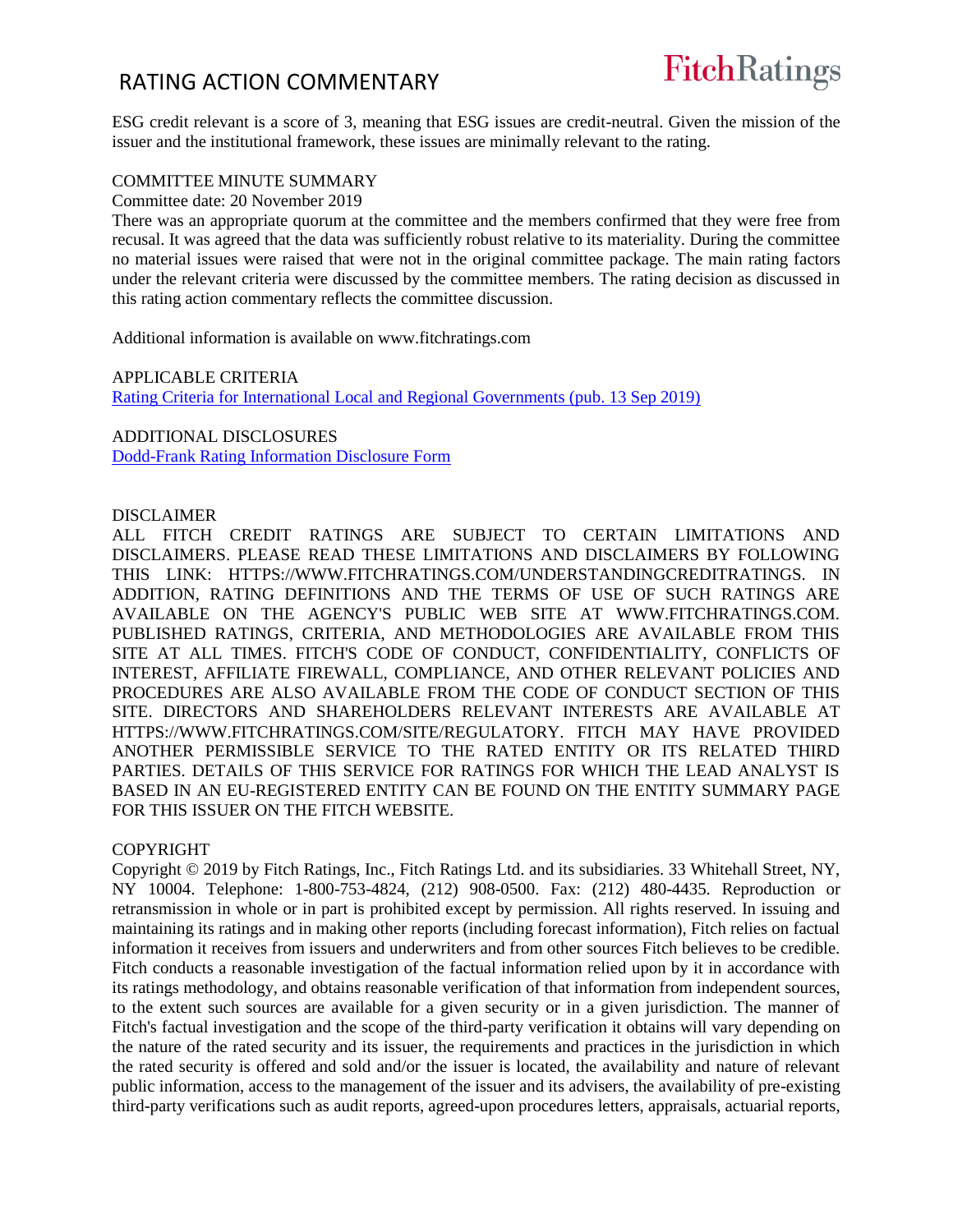ESG credit relevant is a score of 3, meaning that ESG issues are credit-neutral. Given the mission of the issuer and the institutional framework, these issues are minimally relevant to the rating.

COMMITTEE MINUTE SUMMARY

Committee date: 20 November 2019

There was an appropriate quorum at the committee and the members confirmed that they were free from recusal. It was agreed that the data was sufficiently robust relative to its materiality. During the committee no material issues were raised that were not in the original committee package. The main rating factors under the relevant criteria were discussed by the committee members. The rating decision as discussed in this rating action commentary reflects the committee discussion.

Additional information is available on www.fitchratings.com

APPLICABLE CRITERIA

Rating Criteria for International Local and Regional Governments (pub. 13 Sep 2019)

ADDITIONAL DISCLOSURES

Dodd-Frank Rating Information Disclosure Form

DISCLAIMER

ALL FITCH CREDIT RATINGS ARE SUBJECT TO CERTAIN LIMITATIONS AND DISCLAIMERS. PLEASE READ THESE LIMITATIONS AND DISCLAIMERS BY FOLLOWING THIS LINK: HTTPS://WWW.FITCHRATINGS.COM/UNDERSTANDINGCREDITRATINGS. IN ADDITION, RATING DEFINITIONS AND THE TERMS OF USE OF SUCH RATINGS ARE AVAILABLE ON THE AGENCY'S PUBLIC WEB SITE AT WWW.FITCHRATINGS.COM. PUBLISHED RATINGS, CRITERIA, AND METHODOLOGIES ARE AVAILABLE FROM THIS SITE AT ALL TIMES. FITCH'S CODE OF CONDUCT, CONFIDENTIALITY, CONFLICTS OF INTEREST, AFFILIATE FIREWALL, COMPLIANCE, AND OTHER RELEVANT POLICIES AND PROCEDURES ARE ALSO AVAILABLE FROM THE CODE OF CONDUCT SECTION OF THIS SITE. DIRECTORS AND SHAREHOLDERS RELEVANT INTERESTS ARE AVAILABLE AT HTTPS://WWW.FITCHRATINGS.COM/SITE/REGULATORY. FITCH MAY HAVE PROVIDED ANOTHER PERMISSIBLE SERVICE TO THE RATED ENTITY OR ITS RELATED THIRD PARTIES. DETAILS OF THIS SERVICE FOR RATINGS FOR WHICH THE LEAD ANALYST IS BASED IN AN EU-REGISTERED ENTITY CAN BE FOUND ON THE ENTITY SUMMARY PAGE FOR THIS ISSUER ON THE FITCH WEBSITE.

COPYRIGHT

Copyright © 2019 by Fitch Ratings, Inc., Fitch Ratings Ltd. and its subsidiaries. 33 Whitehall Street, NY, NY 10004. Telephone: 1-800-753-4824, (212) 908-0500. Fax: (212) 480-4435. Reproduction or retransmission in whole or in part is prohibited except by permission. All rights reserved. In issuing and maintaining its ratings and in making other reports (including forecast information), Fitch relies on factual information it receives from issuers and underwriters and from other sources Fitch believes to be credible. Fitch conducts a reasonable investigation of the factual information relied upon by it in accordance with its ratings methodology, and obtains reasonable verification of that information from independent sources, to the extent such sources are available for a given security or in a given jurisdiction. The manner of Fitch's factual investigation and the scope of the third-party verification it obtains will vary depending on the nature of the rated security and its issuer, the requirements and practices in the jurisdiction in which the rated security is offered and sold and/or the issuer is located, the availability and nature of relevant public information, access to the management of the issuer and its advisers, the availability of pre-existing third-party verifications such as audit reports, agreed-upon procedures letters, appraisals, actuarial reports,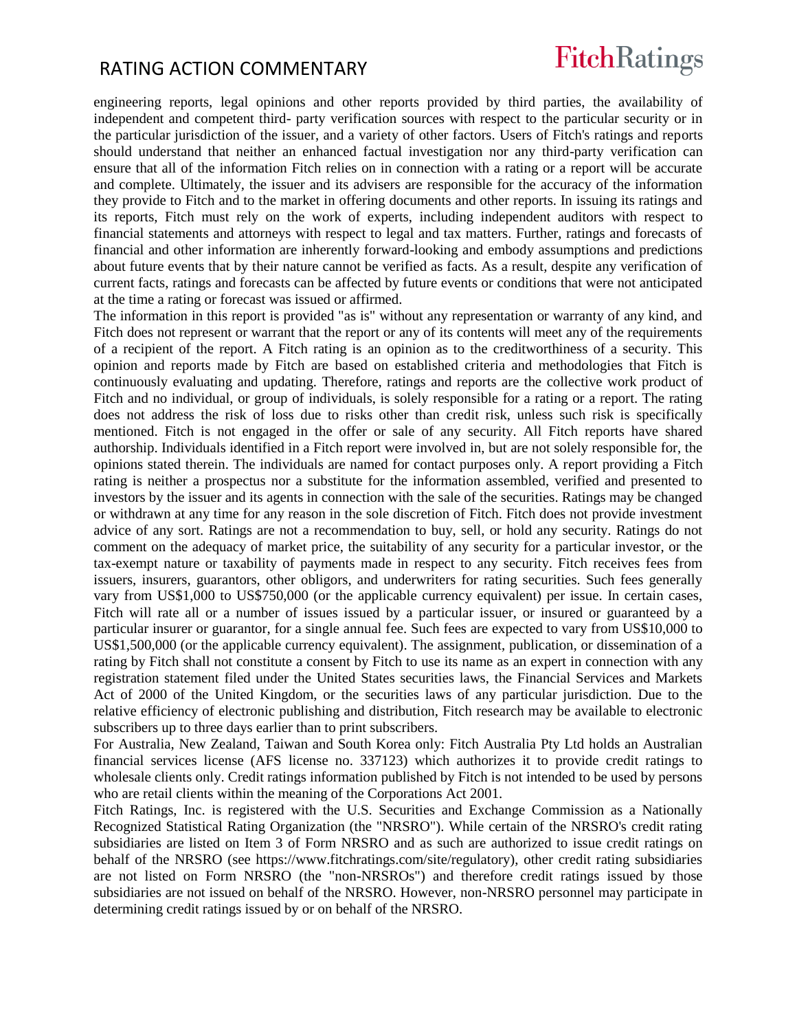engineering reports, legal opinions and other reports provided by third parties, the availability of independent and competent third- party verification sources with respect to the particular security or in the particular jurisdiction of the issuer, and a variety of other factors. Users of Fitch's ratings and reports should understand that neither an enhanced factual investigation nor any third-party verification can ensure that all of the information Fitch relies on in connection with a rating or a report will be accurate and complete. Ultimately, the issuer and its advisers are responsible for the accuracy of the information they provide to Fitch and to the market in offering documents and other reports. In issuing its ratings and its reports, Fitch must rely on the work of experts, including independent auditors with respect to financial statements and attorneys with respect to legal and tax matters. Further, ratings and forecasts of financial and other information are inherently forward-looking and embody assumptions and predictions about future events that by their nature cannot be verified as facts. As a result, despite any verification of current facts, ratings and forecasts can be affected by future events or conditions that were not anticipated at the time a rating or forecast was issued or affirmed.

The information in this report is provided "as is" without any representation or warranty of any kind, and Fitch does not represent or warrant that the report or any of its contents will meet any of the requirements of a recipient of the report. A Fitch rating is an opinion as to the creditworthiness of a security. This opinion and reports made by Fitch are based on established criteria and methodologies that Fitch is continuously evaluating and updating. Therefore, ratings and reports are the collective work product of Fitch and no individual, or group of individuals, is solely responsible for a rating or a report. The rating does not address the risk of loss due to risks other than credit risk, unless such risk is specifically mentioned. Fitch is not engaged in the offer or sale of any security. All Fitch reports have shared authorship. Individuals identified in a Fitch report were involved in, but are not solely responsible for, the opinions stated therein. The individuals are named for contact purposes only. A report providing a Fitch rating is neither a prospectus nor a substitute for the information assembled, verified and presented to investors by the issuer and its agents in connection with the sale of the securities. Ratings may be changed or withdrawn at any time for any reason in the sole discretion of Fitch. Fitch does not provide investment advice of any sort. Ratings are not a recommendation to buy, sell, or hold any security. Ratings do not comment on the adequacy of market price, the suitability of any security for a particular investor, or the tax-exempt nature or taxability of payments made in respect to any security. Fitch receives fees from issuers, insurers, guarantors, other obligors, and underwriters for rating securities. Such fees generally vary from US$1,000 to US$750,000 (or the applicable currency equivalent) per issue. In certain cases, Fitch will rate all or a number of issues issued by a particular issuer, or insured or guaranteed by a particular insurer or guarantor, for a single annual fee. Such fees are expected to vary from US$10,000 to US$1,500,000 (or the applicable currency equivalent). The assignment, publication, or dissemination of a rating by Fitch shall not constitute a consent by Fitch to use its name as an expert in connection with any registration statement filed under the United States securities laws, the Financial Services and Markets Act of 2000 of the United Kingdom, or the securities laws of any particular jurisdiction. Due to the relative efficiency of electronic publishing and distribution, Fitch research may be available to electronic subscribers up to three days earlier than to print subscribers.

For Australia, New Zealand, Taiwan and South Korea only: Fitch Australia Pty Ltd holds an Australian financial services license (AFS license no. 337123) which authorizes it to provide credit ratings to wholesale clients only. Credit ratings information published by Fitch is not intended to be used by persons who are retail clients within the meaning of the Corporations Act 2001.

Fitch Ratings, Inc. is registered with the U.S. Securities and Exchange Commission as a Nationally Recognized Statistical Rating Organization (the "NRSRO"). While certain of the NRSRO's credit rating subsidiaries are listed on Item 3 of Form NRSRO and as such are authorized to issue credit ratings on behalf of the NRSRO (see https://www.fitchratings.com/site/regulatory), other credit rating subsidiaries are not listed on Form NRSRO (the "non-NRSROs") and therefore credit ratings issued by those subsidiaries are not issued on behalf of the NRSRO. However, non-NRSRO personnel may participate in determining credit ratings issued by or on behalf of the NRSRO.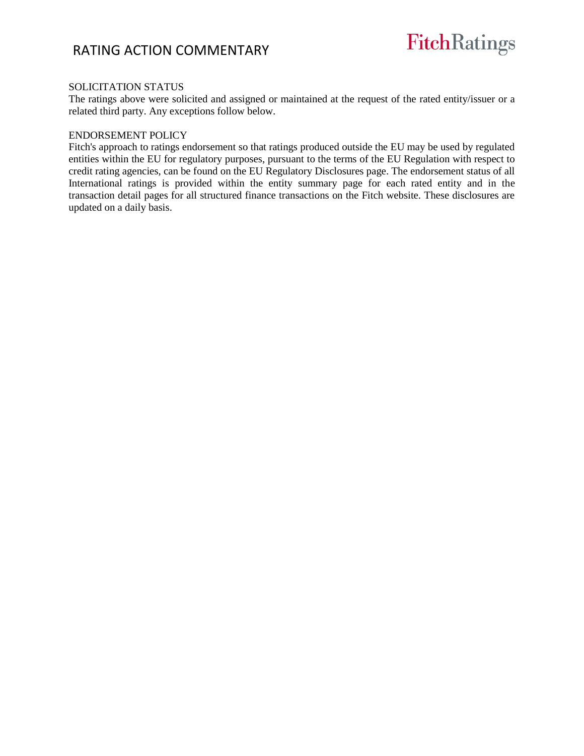SOLICITATION STATUS

The ratings above were solicited and assigned or maintained at the request of the rated entity/issuer or a related third party. Any exceptions follow below.

ENDORSEMENT POLICY

Fitch's approach to ratings endorsement so that ratings produced outside the EU may be used by regulated entities within the EU for regulatory purposes, pursuant to the terms of the EU Regulation with respect to credit rating agencies, can be found on the EU Regulatory Disclosures page. The endorsement status of all International ratings is provided within the entity summary page for each rated entity and in the transaction detail pages for all structured finance transactions on the Fitch website. These disclosures are updated on a daily basis.